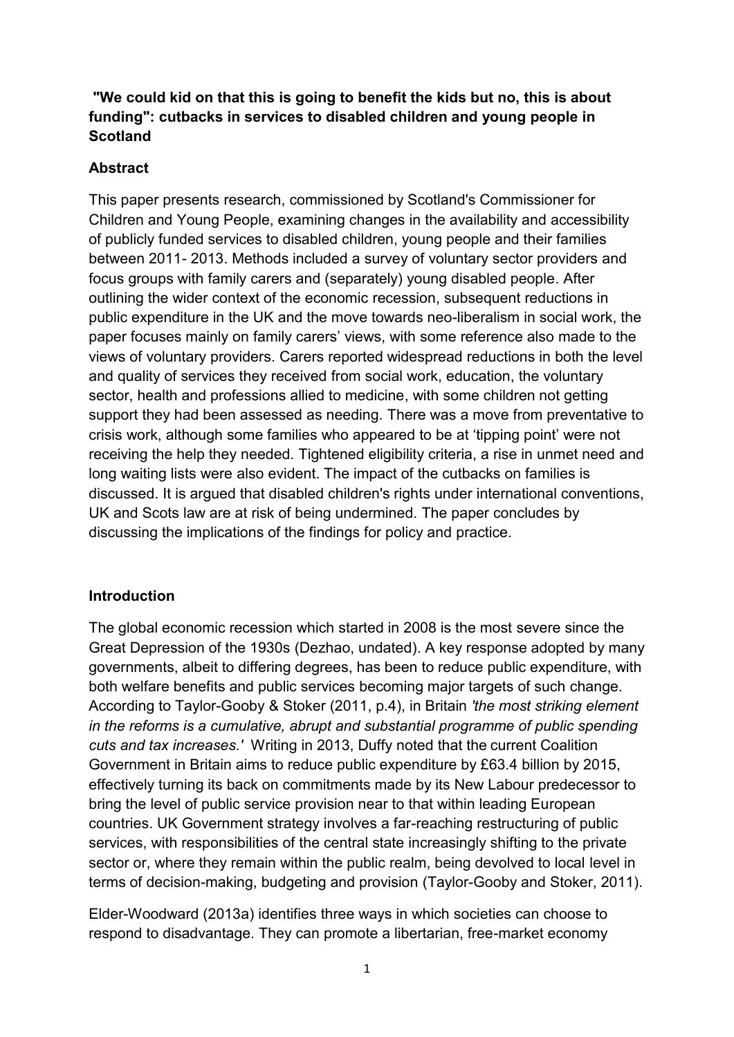# "We could kid on that this is going to benefit the kids but no, this is about funding": cutbacks in services to disabled children and young people in Scotland

## Abstract

This paper presents research, commissioned by Scotland's Commissioner for Children and Young People, examining changes in the availability and accessibility of publicly funded services to disabled children, young people and their families between 2011- 2013. Methods included a survey of voluntary sector providers and focus groups with family carers and (separately) young disabled people. After outlining the wider context of the economic recession, subsequent reductions in public expenditure in the UK and the move towards neo-liberalism in social work, the paper focuses mainly on family carers' views, with some reference also made to the views of voluntary providers. Carers reported widespread reductions in both the level and quality of services they received from social work, education, the voluntary sector, health and professions allied to medicine, with some children not getting support they had been assessed as needing. There was a move from preventative to crisis work, although some families who appeared to be at 'tipping point' were not receiving the help they needed. Tightened eligibility criteria, a rise in unmet need and long waiting lists were also evident. The impact of the cutbacks on families is discussed. It is argued that disabled children's rights under international conventions, UK and Scots law are at risk of being undermined. The paper concludes by discussing the implications of the findings for policy and practice.

## Introduction

The global economic recession which started in 2008 is the most severe since the Great Depression of the 1930s (Dezhao, undated). A key response adopted by many governments, albeit to differing degrees, has been to reduce public expenditure, with both welfare benefits and public services becoming major targets of such change. According to Taylor-Gooby & Stoker (2011, p.4), in Britain *'the most striking element in the reforms is a cumulative, abrupt and substantial programme of public spending cuts and tax increases.'* Writing in 2013, Duffy noted that the current Coalition Government in Britain aims to reduce public expenditure by £63.4 billion by 2015, effectively turning its back on commitments made by its New Labour predecessor to bring the level of public service provision near to that within leading European countries. UK Government strategy involves a far-reaching restructuring of public services, with responsibilities of the central state increasingly shifting to the private sector or, where they remain within the public realm, being devolved to local level in terms of decision-making, budgeting and provision (Taylor-Gooby and Stoker, 2011).

Elder-Woodward (2013a) identifies three ways in which societies can choose to respond to disadvantage. They can promote a libertarian, free-market economy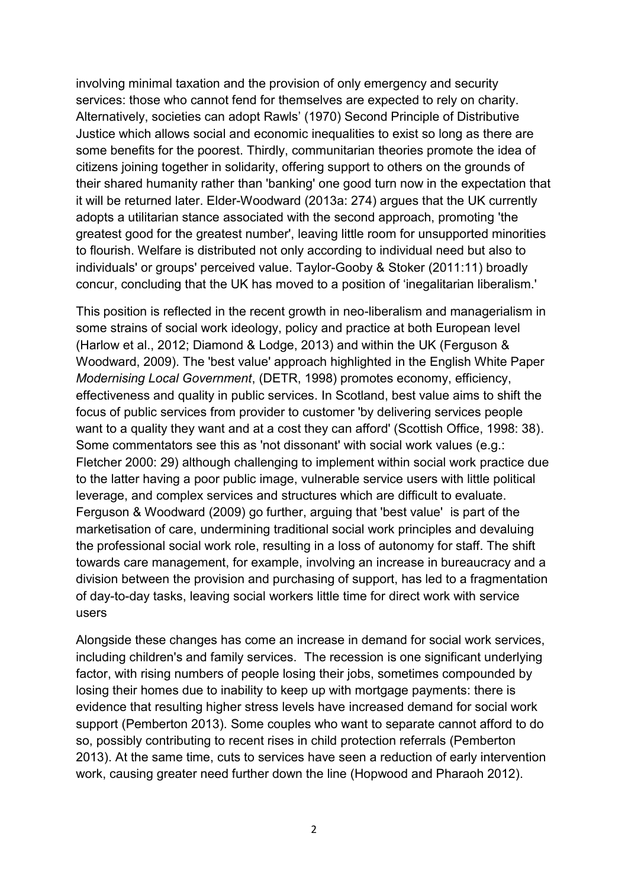involving minimal taxation and the provision of only emergency and security services: those who cannot fend for themselves are expected to rely on charity. Alternatively, societies can adopt Rawls' (1970) Second Principle of Distributive Justice which allows social and economic inequalities to exist so long as there are some benefits for the poorest. Thirdly, communitarian theories promote the idea of citizens joining together in solidarity, offering support to others on the grounds of their shared humanity rather than 'banking' one good turn now in the expectation that it will be returned later. Elder-Woodward (2013a: 274) argues that the UK currently adopts a utilitarian stance associated with the second approach, promoting 'the greatest good for the greatest number', leaving little room for unsupported minorities to flourish. Welfare is distributed not only according to individual need but also to individuals' or groups' perceived value. Taylor-Gooby & Stoker (2011:11) broadly concur, concluding that the UK has moved to a position of 'inegalitarian liberalism.'

This position is reflected in the recent growth in neo-liberalism and managerialism in some strains of social work ideology, policy and practice at both European level (Harlow et al., 2012; Diamond & Lodge, 2013) and within the UK (Ferguson & Woodward, 2009). The 'best value' approach highlighted in the English White Paper *Modernising Local Government*, (DETR, 1998) promotes economy, efficiency, effectiveness and quality in public services. In Scotland, best value aims to shift the focus of public services from provider to customer 'by delivering services people want to a quality they want and at a cost they can afford' (Scottish Office, 1998: 38). Some commentators see this as 'not dissonant' with social work values (e.g.: Fletcher 2000: 29) although challenging to implement within social work practice due to the latter having a poor public image, vulnerable service users with little political leverage, and complex services and structures which are difficult to evaluate. Ferguson & Woodward (2009) go further, arguing that 'best value' is part of the marketisation of care, undermining traditional social work principles and devaluing the professional social work role, resulting in a loss of autonomy for staff. The shift towards care management, for example, involving an increase in bureaucracy and a division between the provision and purchasing of support, has led to a fragmentation of day-to-day tasks, leaving social workers little time for direct work with service users

Alongside these changes has come an increase in demand for social work services, including children's and family services. The recession is one significant underlying factor, with rising numbers of people losing their jobs, sometimes compounded by losing their homes due to inability to keep up with mortgage payments: there is evidence that resulting higher stress levels have increased demand for social work support (Pemberton 2013). Some couples who want to separate cannot afford to do so, possibly contributing to recent rises in child protection referrals (Pemberton 2013). At the same time, cuts to services have seen a reduction of early intervention work, causing greater need further down the line (Hopwood and Pharaoh 2012).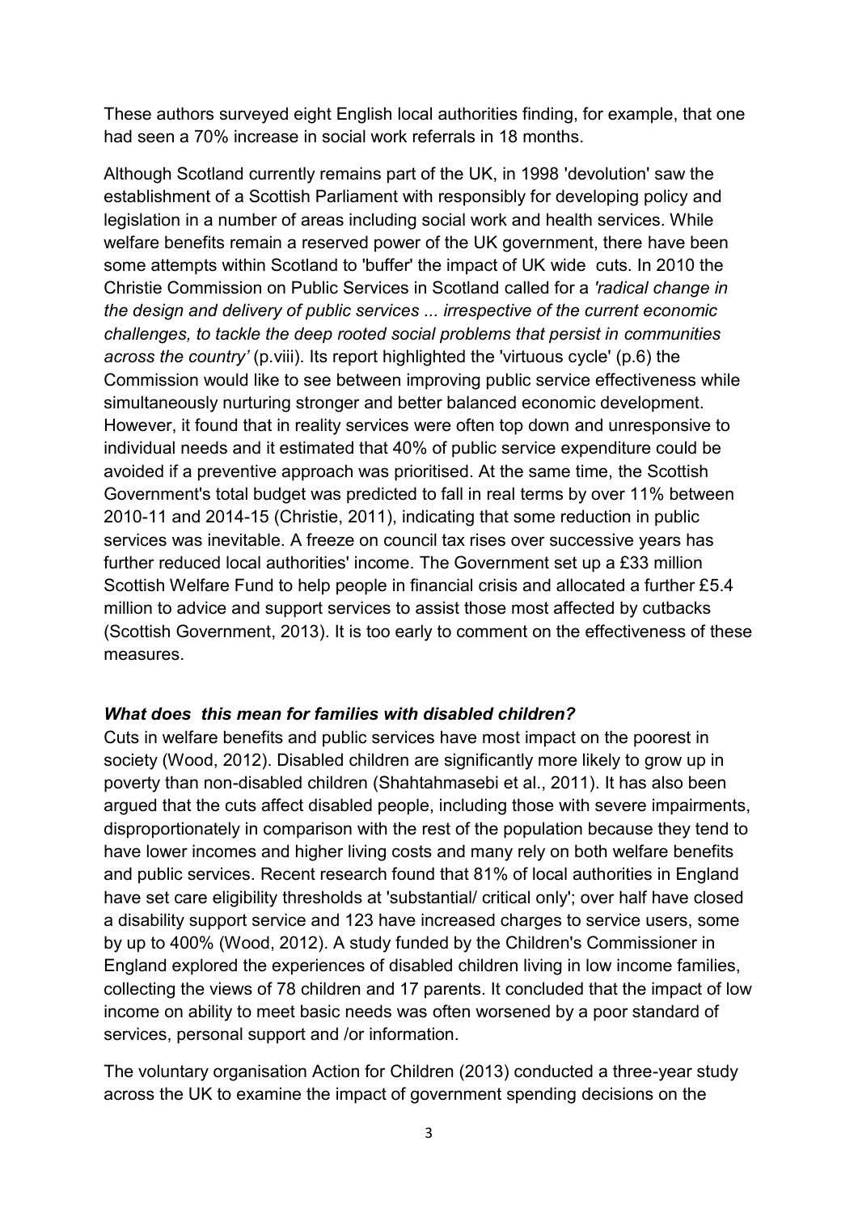These authors surveyed eight English local authorities finding, for example, that one had seen a 70% increase in social work referrals in 18 months.

Although Scotland currently remains part of the UK, in 1998 'devolution' saw the establishment of a Scottish Parliament with responsibly for developing policy and legislation in a number of areas including social work and health services. While welfare benefits remain a reserved power of the UK government, there have been some attempts within Scotland to 'buffer' the impact of UK wide cuts. In 2010 the Christie Commission on Public Services in Scotland called for a *'radical change in the design and delivery of public services ... irrespective of the current economic challenges, to tackle the deep rooted social problems that persist in communities across the country'* (p.viii). Its report highlighted the 'virtuous cycle' (p.6) the Commission would like to see between improving public service effectiveness while simultaneously nurturing stronger and better balanced economic development. However, it found that in reality services were often top down and unresponsive to individual needs and it estimated that 40% of public service expenditure could be avoided if a preventive approach was prioritised. At the same time, the Scottish Government's total budget was predicted to fall in real terms by over 11% between 2010-11 and 2014-15 (Christie, 2011), indicating that some reduction in public services was inevitable. A freeze on council tax rises over successive years has further reduced local authorities' income. The Government set up a £33 million Scottish Welfare Fund to help people in financial crisis and allocated a further £5.4 million to advice and support services to assist those most affected by cutbacks (Scottish Government, 2013). It is too early to comment on the effectiveness of these measures.

### *What does this mean for families with disabled children?*

Cuts in welfare benefits and public services have most impact on the poorest in society (Wood, 2012). Disabled children are significantly more likely to grow up in poverty than non-disabled children (Shahtahmasebi et al., 2011). It has also been argued that the cuts affect disabled people, including those with severe impairments, disproportionately in comparison with the rest of the population because they tend to have lower incomes and higher living costs and many rely on both welfare benefits and public services. Recent research found that 81% of local authorities in England have set care eligibility thresholds at 'substantial/ critical only'; over half have closed a disability support service and 123 have increased charges to service users, some by up to 400% (Wood, 2012). A study funded by the Children's Commissioner in England explored the experiences of disabled children living in low income families, collecting the views of 78 children and 17 parents. It concluded that the impact of low income on ability to meet basic needs was often worsened by a poor standard of services, personal support and /or information.

The voluntary organisation Action for Children (2013) conducted a three-year study across the UK to examine the impact of government spending decisions on the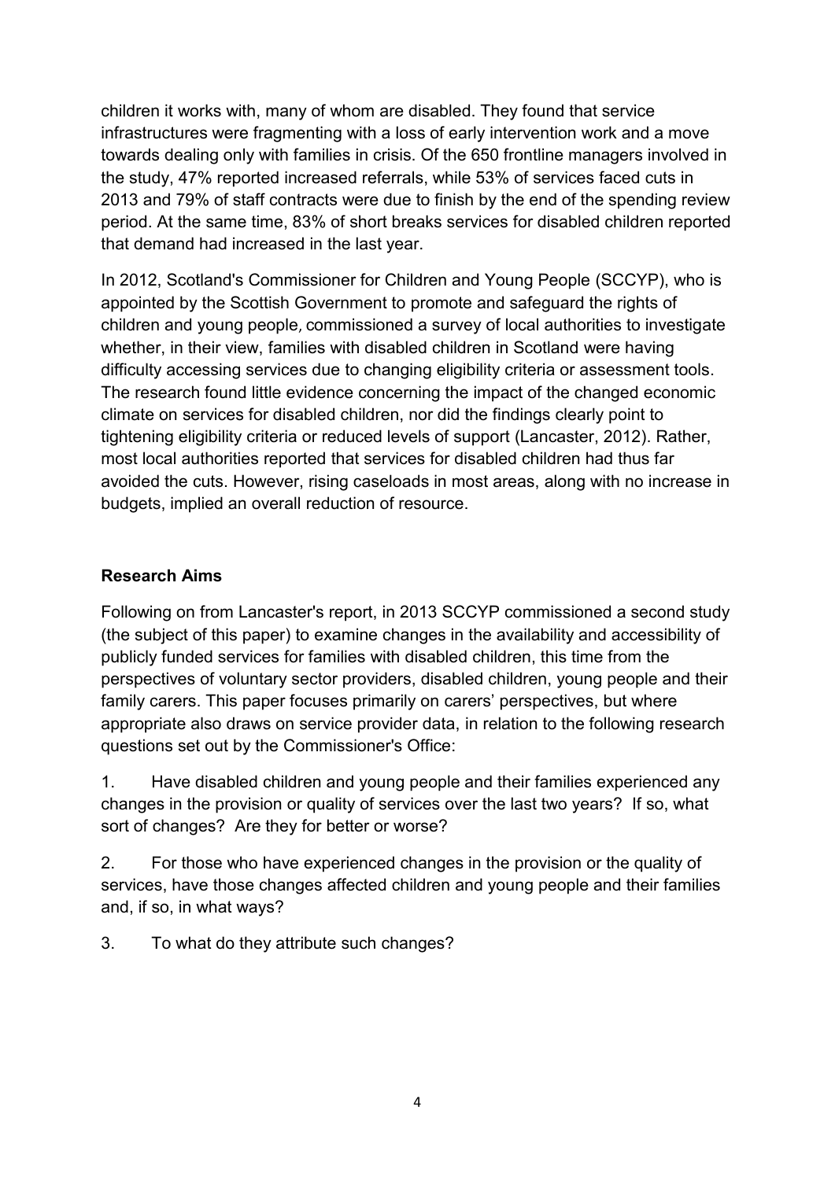children it works with, many of whom are disabled. They found that service infrastructures were fragmenting with a loss of early intervention work and a move towards dealing only with families in crisis. Of the 650 frontline managers involved in the study, 47% reported increased referrals, while 53% of services faced cuts in 2013 and 79% of staff contracts were due to finish by the end of the spending review period. At the same time, 83% of short breaks services for disabled children reported that demand had increased in the last year.

In 2012, Scotland's Commissioner for Children and Young People (SCCYP), who is appointed by the Scottish Government to promote and safeguard the rights of children and young people, commissioned a survey of local authorities to investigate whether, in their view, families with disabled children in Scotland were having difficulty accessing services due to changing eligibility criteria or assessment tools. The research found little evidence concerning the impact of the changed economic climate on services for disabled children, nor did the findings clearly point to tightening eligibility criteria or reduced levels of support (Lancaster, 2012). Rather, most local authorities reported that services for disabled children had thus far avoided the cuts. However, rising caseloads in most areas, along with no increase in budgets, implied an overall reduction of resource.

**Research Aims**

Following on from Lancaster's report, in 2013 SCCYP commissioned a second study (the subject of this paper) to examine changes in the availability and accessibility of publicly funded services for families with disabled children, this time from the perspectives of voluntary sector providers, disabled children, young people and their family carers. This paper focuses primarily on carers' perspectives, but where appropriate also draws on service provider data, in relation to the following research questions set out by the Commissioner's Office:

1. Have disabled children and young people and their families experienced any changes in the provision or quality of services over the last two years? If so, what sort of changes? Are they for better or worse?

2. For those who have experienced changes in the provision or the quality of services, have those changes affected children and young people and their families and, if so, in what ways?

3. To what do they attribute such changes?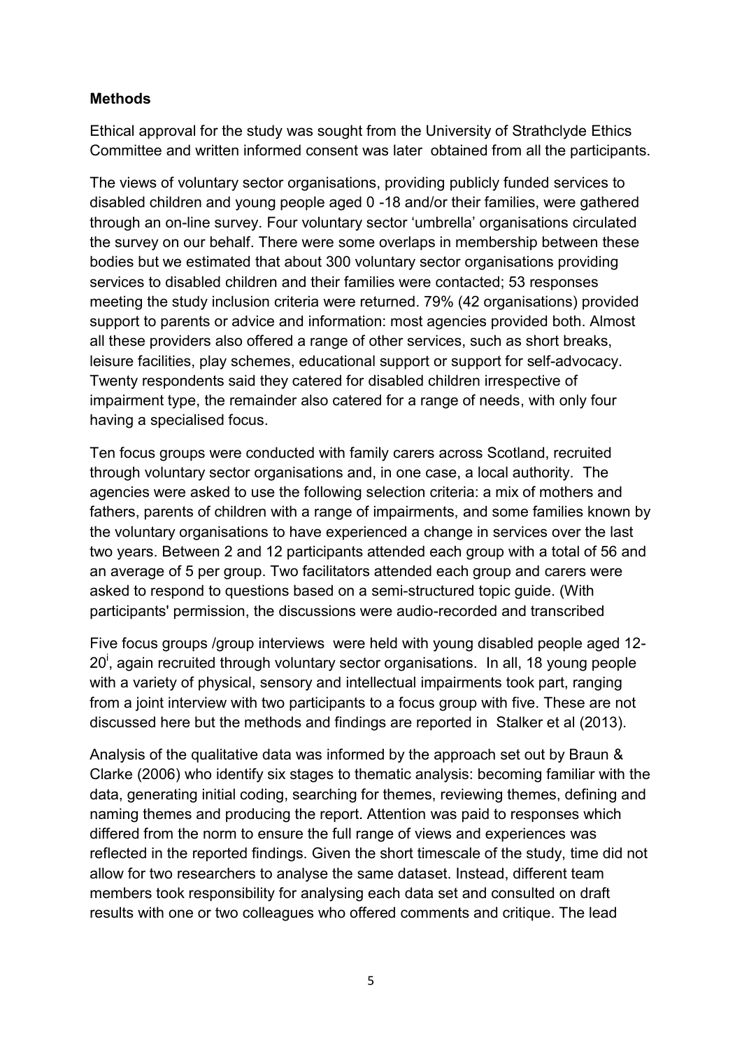**Methods**

Ethical approval for the study was sought from the University of Strathclyde Ethics Committee and written informed consent was later obtained from all the participants.

The views of voluntary sector organisations, providing publicly funded services to disabled children and young people aged 0 -18 and/or their families, were gathered through an on-line survey. Four voluntary sector 'umbrella' organisations circulated the survey on our behalf. There were some overlaps in membership between these bodies but we estimated that about 300 voluntary sector organisations providing services to disabled children and their families were contacted; 53 responses meeting the study inclusion criteria were returned. 79% (42 organisations) provided support to parents or advice and information: most agencies provided both. Almost all these providers also offered a range of other services, such as short breaks, leisure facilities, play schemes, educational support or support for self-advocacy. Twenty respondents said they catered for disabled children irrespective of impairment type, the remainder also catered for a range of needs, with only four having a specialised focus.

Ten focus groups were conducted with family carers across Scotland, recruited through voluntary sector organisations and, in one case, a local authority. The agencies were asked to use the following selection criteria: a mix of mothers and fathers, parents of children with a range of impairments, and some families known by the voluntary organisations to have experienced a change in services over the last two years. Between 2 and 12 participants attended each group with a total of 56 and an average of 5 per group. Two facilitators attended each group and carers were asked to respond to questions based on a semi-structured topic guide. (With participants' permission, the discussions were audio-recorded and transcribed

Five focus groups /group interviews were held with young disabled people aged 12-20[i], again recruited through voluntary sector organisations. In all, 18 young people with a variety of physical, sensory and intellectual impairments took part, ranging from a joint interview with two participants to a focus group with five. These are not discussed here but the methods and findings are reported in Stalker et al (2013).

Analysis of the qualitative data was informed by the approach set out by Braun & Clarke (2006) who identify six stages to thematic analysis: becoming familiar with the data, generating initial coding, searching for themes, reviewing themes, defining and naming themes and producing the report. Attention was paid to responses which differed from the norm to ensure the full range of views and experiences was reflected in the reported findings. Given the short timescale of the study, time did not allow for two researchers to analyse the same dataset. Instead, different team members took responsibility for analysing each data set and consulted on draft results with one or two colleagues who offered comments and critique. The lead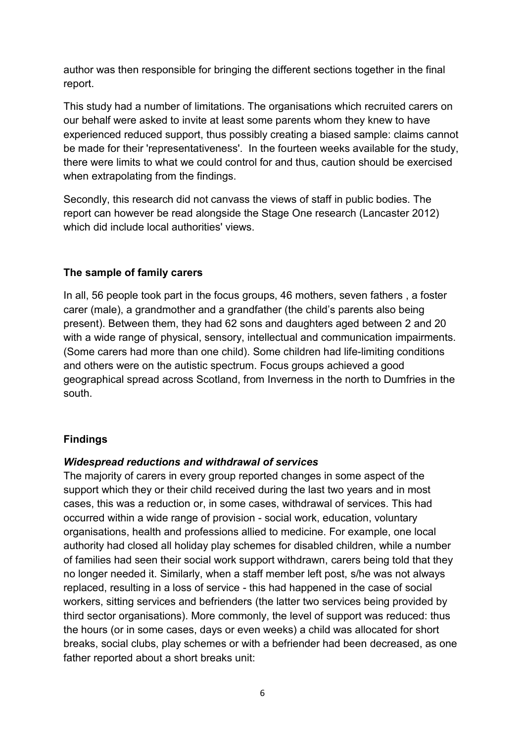author was then responsible for bringing the different sections together in the final report.

This study had a number of limitations. The organisations which recruited carers on our behalf were asked to invite at least some parents whom they knew to have experienced reduced support, thus possibly creating a biased sample: claims cannot be made for their 'representativeness'. In the fourteen weeks available for the study, there were limits to what we could control for and thus, caution should be exercised when extrapolating from the findings.

Secondly, this research did not canvass the views of staff in public bodies. The report can however be read alongside the Stage One research (Lancaster 2012) which did include local authorities' views.

### The sample of family carers

In all, 56 people took part in the focus groups, 46 mothers, seven fathers , a foster carer (male), a grandmother and a grandfather (the child's parents also being present). Between them, they had 62 sons and daughters aged between 2 and 20 with a wide range of physical, sensory, intellectual and communication impairments. (Some carers had more than one child). Some children had life-limiting conditions and others were on the autistic spectrum. Focus groups achieved a good geographical spread across Scotland, from Inverness in the north to Dumfries in the south.

### Findings

#### *Widespread reductions and withdrawal of services*

The majority of carers in every group reported changes in some aspect of the support which they or their child received during the last two years and in most cases, this was a reduction or, in some cases, withdrawal of services. This had occurred within a wide range of provision - social work, education, voluntary organisations, health and professions allied to medicine. For example, one local authority had closed all holiday play schemes for disabled children, while a number of families had seen their social work support withdrawn, carers being told that they no longer needed it. Similarly, when a staff member left post, s/he was not always replaced, resulting in a loss of service - this had happened in the case of social workers, sitting services and befrienders (the latter two services being provided by third sector organisations). More commonly, the level of support was reduced: thus the hours (or in some cases, days or even weeks) a child was allocated for short breaks, social clubs, play schemes or with a befriender had been decreased, as one father reported about a short breaks unit: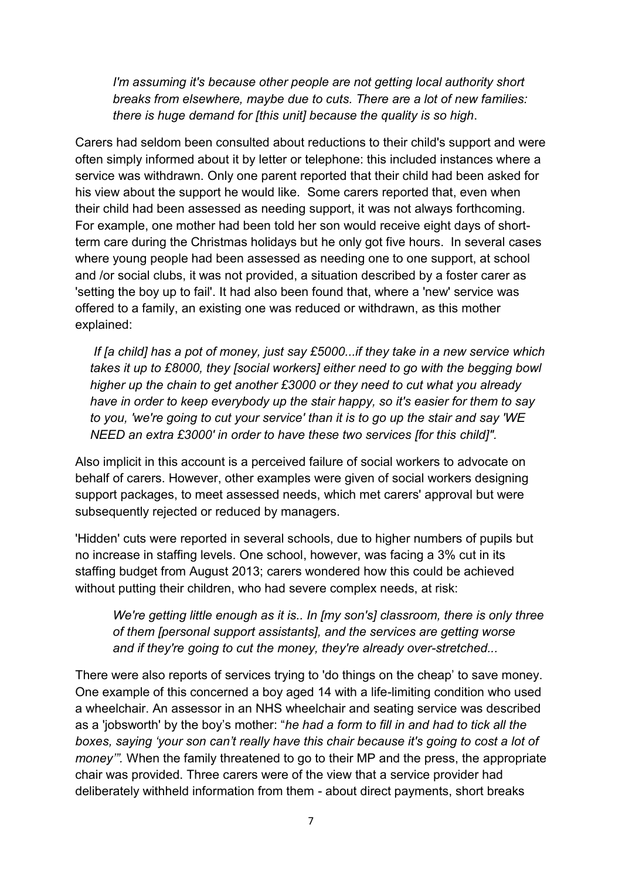*I'm assuming it's because other people are not getting local authority short breaks from elsewhere, maybe due to cuts. There are a lot of new families: there is huge demand for [this unit] because the quality is so high*.

Carers had seldom been consulted about reductions to their child's support and were often simply informed about it by letter or telephone: this included instances where a service was withdrawn. Only one parent reported that their child had been asked for his view about the support he would like. Some carers reported that, even when their child had been assessed as needing support, it was not always forthcoming. For example, one mother had been told her son would receive eight days of short-term care during the Christmas holidays but he only got five hours. In several cases where young people had been assessed as needing one to one support, at school and /or social clubs, it was not provided, a situation described by a foster carer as 'setting the boy up to fail'. It had also been found that, where a 'new' service was offered to a family, an existing one was reduced or withdrawn, as this mother explained:

*If [a child] has a pot of money, just say £5000...if they take in a new service which takes it up to £8000, they [social workers] either need to go with the begging bowl higher up the chain to get another £3000 or they need to cut what you already have in order to keep everybody up the stair happy, so it's easier for them to say to you, 'we're going to cut your service' than it is to go up the stair and say 'WE NEED an extra £3000' in order to have these two services [for this child]".*

Also implicit in this account is a perceived failure of social workers to advocate on behalf of carers. However, other examples were given of social workers designing support packages, to meet assessed needs, which met carers' approval but were subsequently rejected or reduced by managers.

'Hidden' cuts were reported in several schools, due to higher numbers of pupils but no increase in staffing levels. One school, however, was facing a 3% cut in its staffing budget from August 2013; carers wondered how this could be achieved without putting their children, who had severe complex needs, at risk:

*We're getting little enough as it is.. In [my son's] classroom, there is only three of them [personal support assistants], and the services are getting worse and if they're going to cut the money, they're already over-stretched...*

There were also reports of services trying to 'do things on the cheap' to save money. One example of this concerned a boy aged 14 with a life-limiting condition who used a wheelchair. An assessor in an NHS wheelchair and seating service was described as a 'jobsworth' by the boy's mother: "*he had a form to fill in and had to tick all the boxes, saying 'your son can't really have this chair because it's going to cost a lot of money'".* When the family threatened to go to their MP and the press, the appropriate chair was provided. Three carers were of the view that a service provider had deliberately withheld information from them - about direct payments, short breaks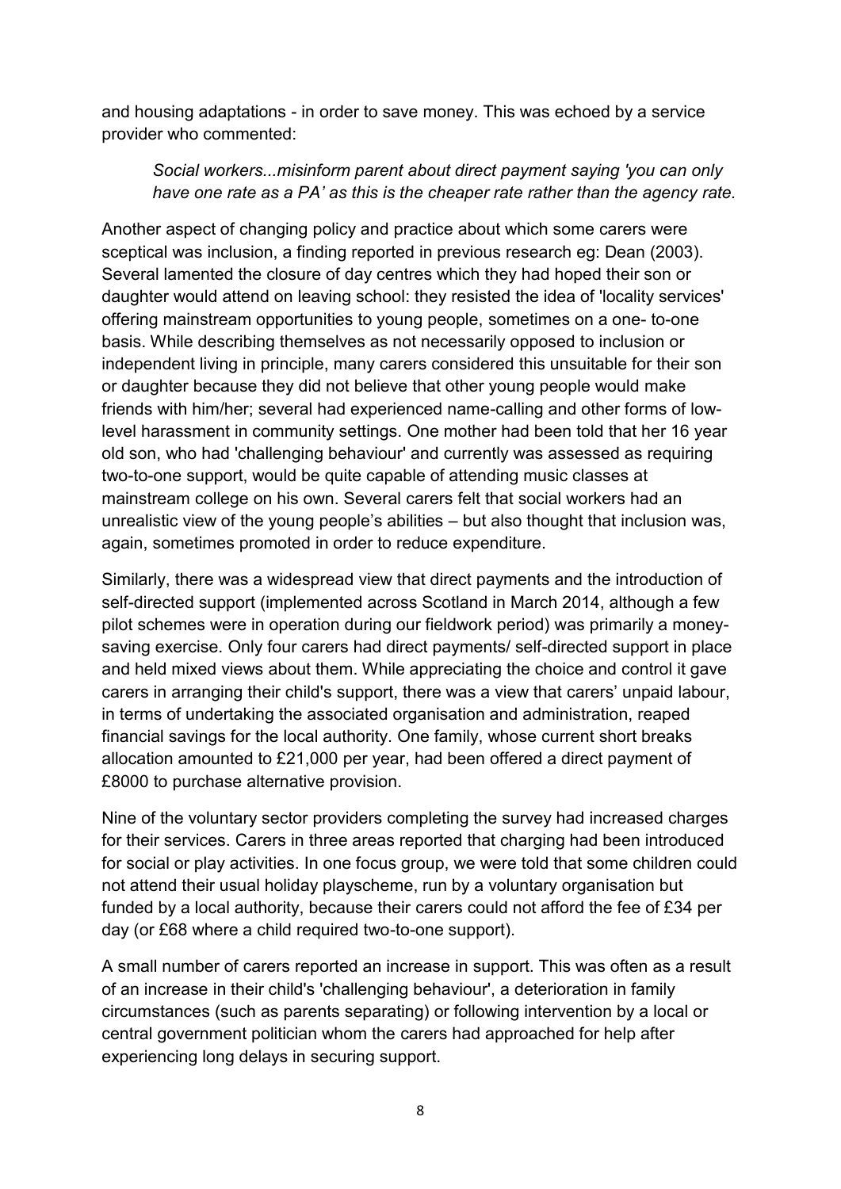and housing adaptations - in order to save money. This was echoed by a service provider who commented:

> *Social workers...misinform parent about direct payment saying 'you can only have one rate as a PA' as this is the cheaper rate rather than the agency rate.*

Another aspect of changing policy and practice about which some carers were sceptical was inclusion, a finding reported in previous research eg: Dean (2003). Several lamented the closure of day centres which they had hoped their son or daughter would attend on leaving school: they resisted the idea of 'locality services' offering mainstream opportunities to young people, sometimes on a one- to-one basis. While describing themselves as not necessarily opposed to inclusion or independent living in principle, many carers considered this unsuitable for their son or daughter because they did not believe that other young people would make friends with him/her; several had experienced name-calling and other forms of low-level harassment in community settings. One mother had been told that her 16 year old son, who had 'challenging behaviour' and currently was assessed as requiring two-to-one support, would be quite capable of attending music classes at mainstream college on his own. Several carers felt that social workers had an unrealistic view of the young people's abilities – but also thought that inclusion was, again, sometimes promoted in order to reduce expenditure.

Similarly, there was a widespread view that direct payments and the introduction of self-directed support (implemented across Scotland in March 2014, although a few pilot schemes were in operation during our fieldwork period) was primarily a money-saving exercise. Only four carers had direct payments/ self-directed support in place and held mixed views about them. While appreciating the choice and control it gave carers in arranging their child's support, there was a view that carers' unpaid labour, in terms of undertaking the associated organisation and administration, reaped financial savings for the local authority. One family, whose current short breaks allocation amounted to £21,000 per year, had been offered a direct payment of £8000 to purchase alternative provision.

Nine of the voluntary sector providers completing the survey had increased charges for their services. Carers in three areas reported that charging had been introduced for social or play activities. In one focus group, we were told that some children could not attend their usual holiday playscheme, run by a voluntary organisation but funded by a local authority, because their carers could not afford the fee of £34 per day (or £68 where a child required two-to-one support).

A small number of carers reported an increase in support. This was often as a result of an increase in their child's 'challenging behaviour', a deterioration in family circumstances (such as parents separating) or following intervention by a local or central government politician whom the carers had approached for help after experiencing long delays in securing support.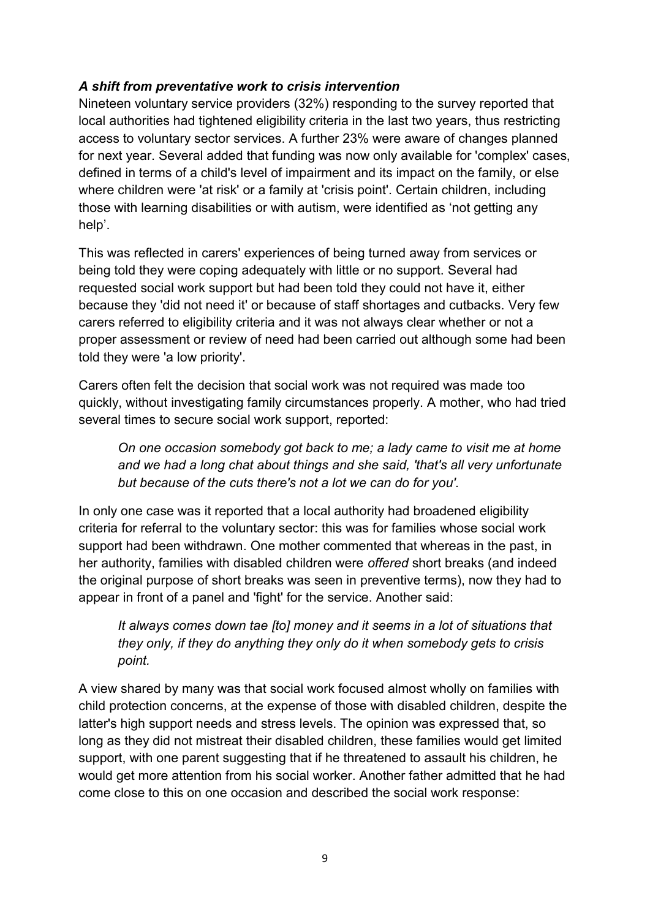### *A shift from preventative work to crisis intervention*

Nineteen voluntary service providers (32%) responding to the survey reported that local authorities had tightened eligibility criteria in the last two years, thus restricting access to voluntary sector services. A further 23% were aware of changes planned for next year. Several added that funding was now only available for 'complex' cases, defined in terms of a child's level of impairment and its impact on the family, or else where children were 'at risk' or a family at 'crisis point'. Certain children, including those with learning disabilities or with autism, were identified as 'not getting any help'.

This was reflected in carers' experiences of being turned away from services or being told they were coping adequately with little or no support. Several had requested social work support but had been told they could not have it, either because they 'did not need it' or because of staff shortages and cutbacks. Very few carers referred to eligibility criteria and it was not always clear whether or not a proper assessment or review of need had been carried out although some had been told they were 'a low priority'.

Carers often felt the decision that social work was not required was made too quickly, without investigating family circumstances properly. A mother, who had tried several times to secure social work support, reported:

> *On one occasion somebody got back to me; a lady came to visit me at home and we had a long chat about things and she said, 'that's all very unfortunate but because of the cuts there's not a lot we can do for you'.*

In only one case was it reported that a local authority had broadened eligibility criteria for referral to the voluntary sector: this was for families whose social work support had been withdrawn. One mother commented that whereas in the past, in her authority, families with disabled children were *offered* short breaks (and indeed the original purpose of short breaks was seen in preventive terms), now they had to appear in front of a panel and 'fight' for the service. Another said:

> *It always comes down tae [to] money and it seems in a lot of situations that they only, if they do anything they only do it when somebody gets to crisis point.*

A view shared by many was that social work focused almost wholly on families with child protection concerns, at the expense of those with disabled children, despite the latter's high support needs and stress levels. The opinion was expressed that, so long as they did not mistreat their disabled children, these families would get limited support, with one parent suggesting that if he threatened to assault his children, he would get more attention from his social worker. Another father admitted that he had come close to this on one occasion and described the social work response: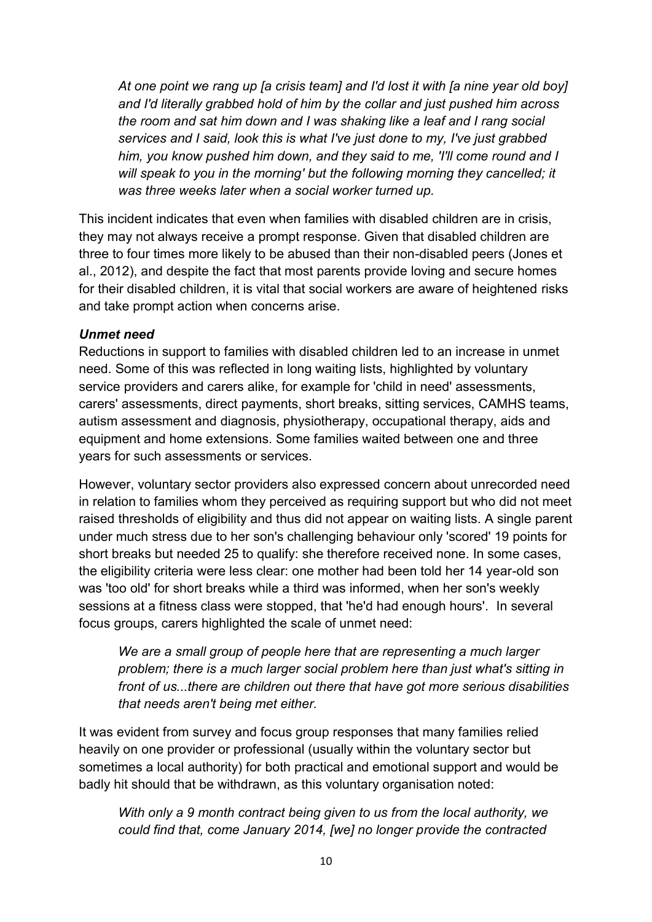*At one point we rang up [a crisis team] and I'd lost it with [a nine year old boy] and I'd literally grabbed hold of him by the collar and just pushed him across the room and sat him down and I was shaking like a leaf and I rang social services and I said, look this is what I've just done to my, I've just grabbed him, you know pushed him down, and they said to me, 'I'll come round and I will speak to you in the morning' but the following morning they cancelled; it was three weeks later when a social worker turned up.*

This incident indicates that even when families with disabled children are in crisis, they may not always receive a prompt response. Given that disabled children are three to four times more likely to be abused than their non-disabled peers (Jones et al., 2012), and despite the fact that most parents provide loving and secure homes for their disabled children, it is vital that social workers are aware of heightened risks and take prompt action when concerns arise.

***Unmet need***

Reductions in support to families with disabled children led to an increase in unmet need. Some of this was reflected in long waiting lists, highlighted by voluntary service providers and carers alike, for example for 'child in need' assessments, carers' assessments, direct payments, short breaks, sitting services, CAMHS teams, autism assessment and diagnosis, physiotherapy, occupational therapy, aids and equipment and home extensions. Some families waited between one and three years for such assessments or services.

However, voluntary sector providers also expressed concern about unrecorded need in relation to families whom they perceived as requiring support but who did not meet raised thresholds of eligibility and thus did not appear on waiting lists. A single parent under much stress due to her son's challenging behaviour only 'scored' 19 points for short breaks but needed 25 to qualify: she therefore received none. In some cases, the eligibility criteria were less clear: one mother had been told her 14 year-old son was 'too old' for short breaks while a third was informed, when her son's weekly sessions at a fitness class were stopped, that 'he'd had enough hours'. In several focus groups, carers highlighted the scale of unmet need:

*We are a small group of people here that are representing a much larger problem; there is a much larger social problem here than just what's sitting in front of us...there are children out there that have got more serious disabilities that needs aren't being met either.*

It was evident from survey and focus group responses that many families relied heavily on one provider or professional (usually within the voluntary sector but sometimes a local authority) for both practical and emotional support and would be badly hit should that be withdrawn, as this voluntary organisation noted:

*With only a 9 month contract being given to us from the local authority, we could find that, come January 2014, [we] no longer provide the contracted*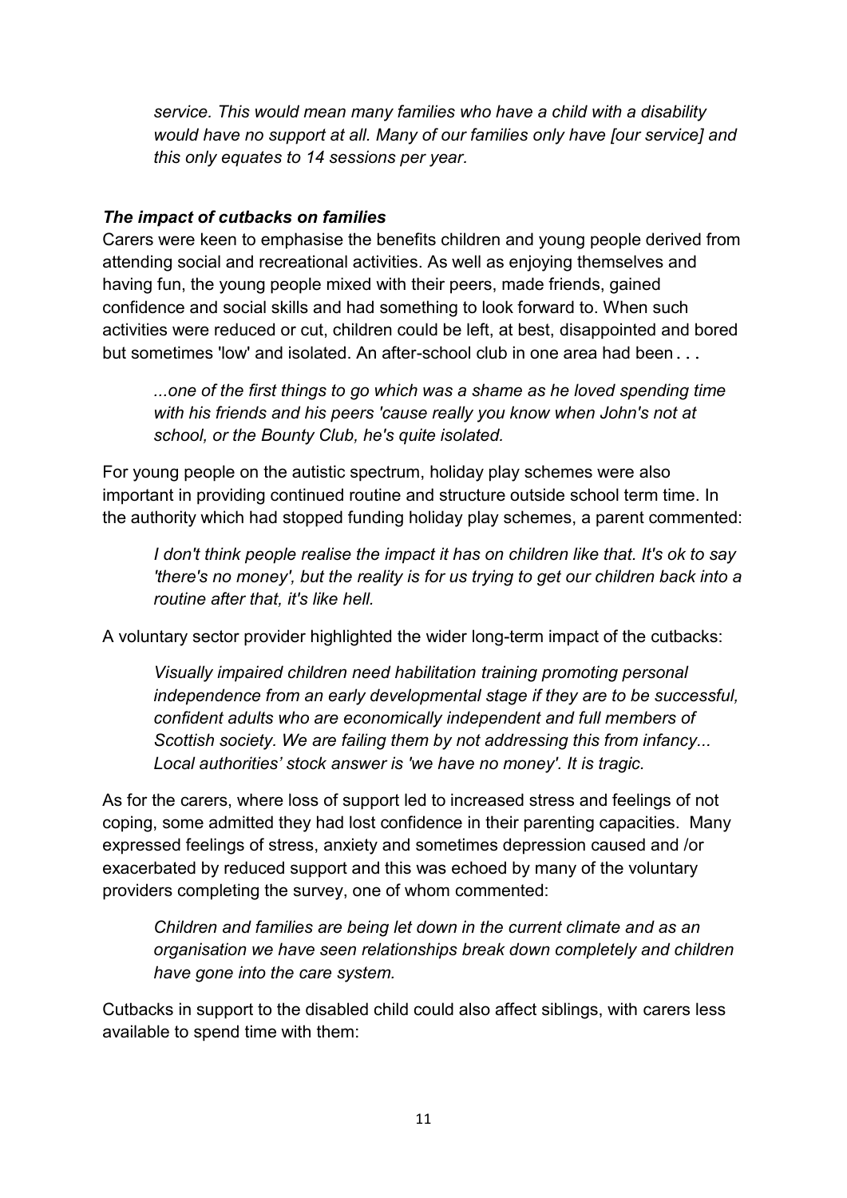> *service. This would mean many families who have a child with a disability would have no support at all. Many of our families only have [our service] and this only equates to 14 sessions per year.*

***The impact of cutbacks on families***

Carers were keen to emphasise the benefits children and young people derived from attending social and recreational activities. As well as enjoying themselves and having fun, the young people mixed with their peers, made friends, gained confidence and social skills and had something to look forward to. When such activities were reduced or cut, children could be left, at best, disappointed and bored but sometimes 'low' and isolated. An after-school club in one area had been . . .

> *...one of the first things to go which was a shame as he loved spending time with his friends and his peers 'cause really you know when John's not at school, or the Bounty Club, he's quite isolated.*

For young people on the autistic spectrum, holiday play schemes were also important in providing continued routine and structure outside school term time. In the authority which had stopped funding holiday play schemes, a parent commented:

> *I don't think people realise the impact it has on children like that. It's ok to say 'there's no money', but the reality is for us trying to get our children back into a routine after that, it's like hell.*

A voluntary sector provider highlighted the wider long-term impact of the cutbacks:

> *Visually impaired children need habilitation training promoting personal independence from an early developmental stage if they are to be successful, confident adults who are economically independent and full members of Scottish society. We are failing them by not addressing this from infancy... Local authorities' stock answer is 'we have no money'. It is tragic.*

As for the carers, where loss of support led to increased stress and feelings of not coping, some admitted they had lost confidence in their parenting capacities. Many expressed feelings of stress, anxiety and sometimes depression caused and /or exacerbated by reduced support and this was echoed by many of the voluntary providers completing the survey, one of whom commented:

> *Children and families are being let down in the current climate and as an organisation we have seen relationships break down completely and children have gone into the care system.*

Cutbacks in support to the disabled child could also affect siblings, with carers less available to spend time with them: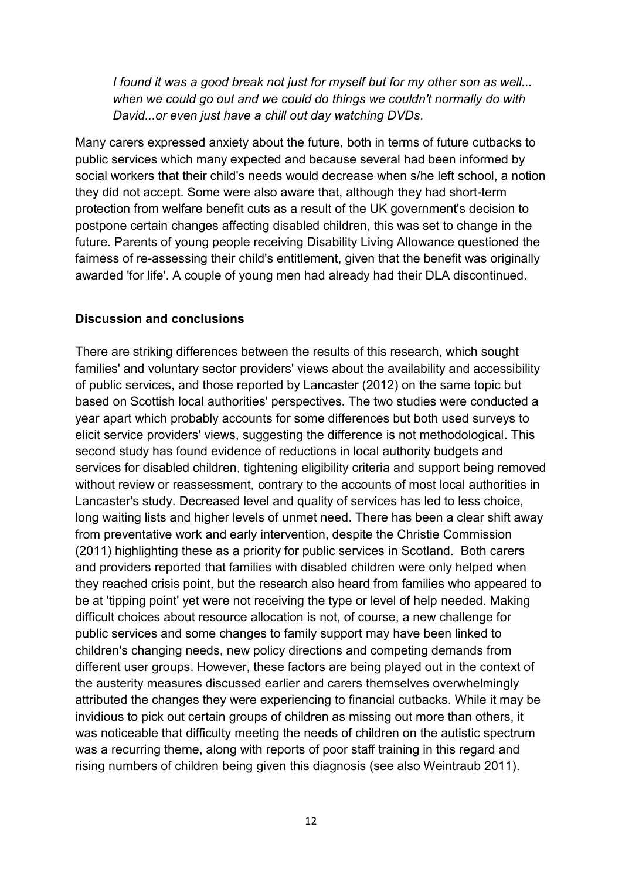*I found it was a good break not just for myself but for my other son as well... when we could go out and we could do things we couldn't normally do with David...or even just have a chill out day watching DVDs.*

Many carers expressed anxiety about the future, both in terms of future cutbacks to public services which many expected and because several had been informed by social workers that their child's needs would decrease when s/he left school, a notion they did not accept. Some were also aware that, although they had short-term protection from welfare benefit cuts as a result of the UK government's decision to postpone certain changes affecting disabled children, this was set to change in the future. Parents of young people receiving Disability Living Allowance questioned the fairness of re-assessing their child's entitlement, given that the benefit was originally awarded 'for life'. A couple of young men had already had their DLA discontinued.

**Discussion and conclusions**

There are striking differences between the results of this research, which sought families' and voluntary sector providers' views about the availability and accessibility of public services, and those reported by Lancaster (2012) on the same topic but based on Scottish local authorities' perspectives. The two studies were conducted a year apart which probably accounts for some differences but both used surveys to elicit service providers' views, suggesting the difference is not methodological. This second study has found evidence of reductions in local authority budgets and services for disabled children, tightening eligibility criteria and support being removed without review or reassessment, contrary to the accounts of most local authorities in Lancaster's study. Decreased level and quality of services has led to less choice, long waiting lists and higher levels of unmet need. There has been a clear shift away from preventative work and early intervention, despite the Christie Commission (2011) highlighting these as a priority for public services in Scotland. Both carers and providers reported that families with disabled children were only helped when they reached crisis point, but the research also heard from families who appeared to be at 'tipping point' yet were not receiving the type or level of help needed. Making difficult choices about resource allocation is not, of course, a new challenge for public services and some changes to family support may have been linked to children's changing needs, new policy directions and competing demands from different user groups. However, these factors are being played out in the context of the austerity measures discussed earlier and carers themselves overwhelmingly attributed the changes they were experiencing to financial cutbacks. While it may be invidious to pick out certain groups of children as missing out more than others, it was noticeable that difficulty meeting the needs of children on the autistic spectrum was a recurring theme, along with reports of poor staff training in this regard and rising numbers of children being given this diagnosis (see also Weintraub 2011).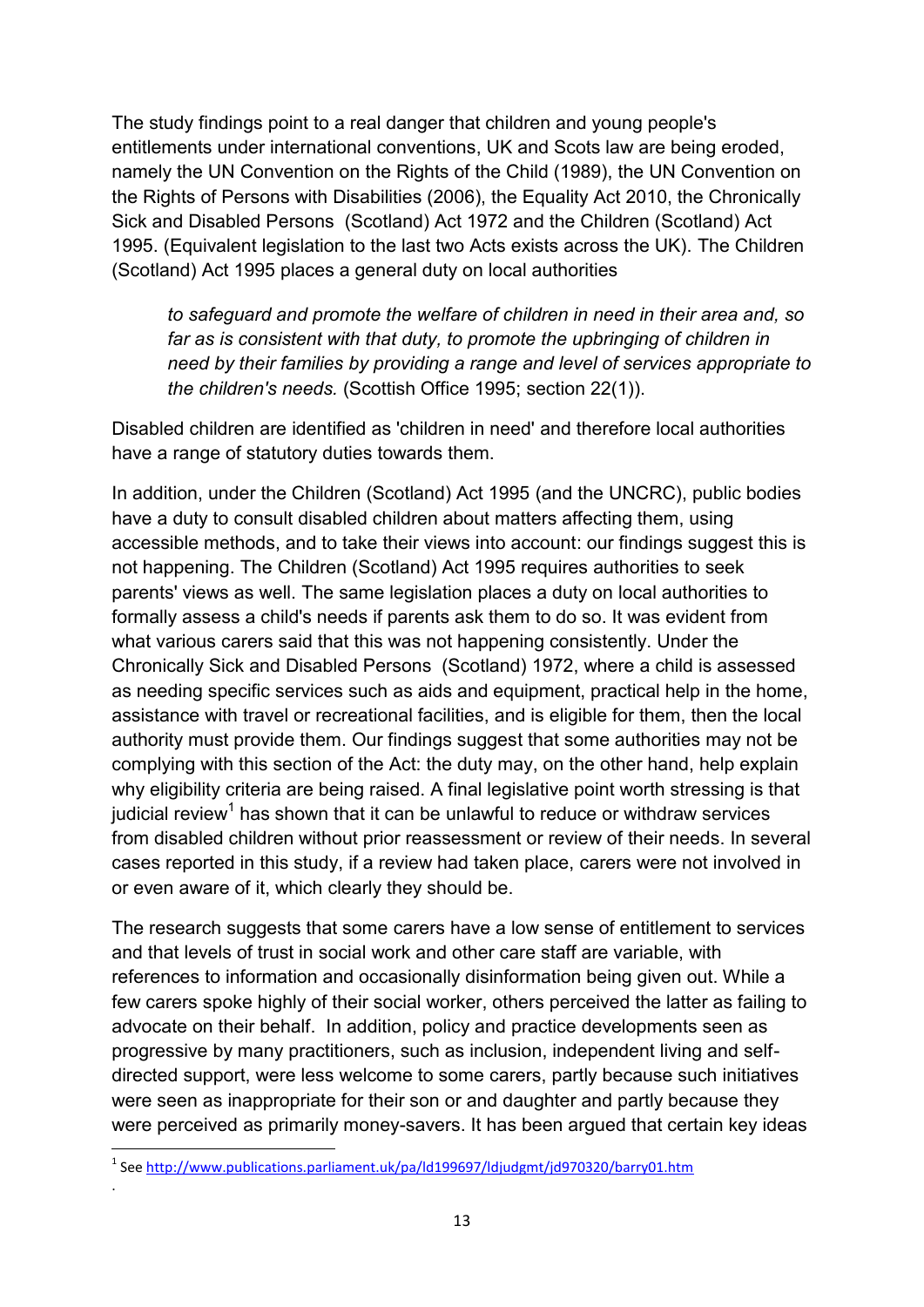The study findings point to a real danger that children and young people's entitlements under international conventions, UK and Scots law are being eroded, namely the UN Convention on the Rights of the Child (1989), the UN Convention on the Rights of Persons with Disabilities (2006), the Equality Act 2010, the Chronically Sick and Disabled Persons (Scotland) Act 1972 and the Children (Scotland) Act 1995. (Equivalent legislation to the last two Acts exists across the UK). The Children (Scotland) Act 1995 places a general duty on local authorities

> *to safeguard and promote the welfare of children in need in their area and, so far as is consistent with that duty, to promote the upbringing of children in need by their families by providing a range and level of services appropriate to the children's needs.* (Scottish Office 1995; section 22(1)).

Disabled children are identified as 'children in need' and therefore local authorities have a range of statutory duties towards them.

In addition, under the Children (Scotland) Act 1995 (and the UNCRC), public bodies have a duty to consult disabled children about matters affecting them, using accessible methods, and to take their views into account: our findings suggest this is not happening. The Children (Scotland) Act 1995 requires authorities to seek parents' views as well. The same legislation places a duty on local authorities to formally assess a child's needs if parents ask them to do so. It was evident from what various carers said that this was not happening consistently. Under the Chronically Sick and Disabled Persons (Scotland) 1972, where a child is assessed as needing specific services such as aids and equipment, practical help in the home, assistance with travel or recreational facilities, and is eligible for them, then the local authority must provide them. Our findings suggest that some authorities may not be complying with this section of the Act: the duty may, on the other hand, help explain why eligibility criteria are being raised. A final legislative point worth stressing is that judicial review[1] has shown that it can be unlawful to reduce or withdraw services from disabled children without prior reassessment or review of their needs. In several cases reported in this study, if a review had taken place, carers were not involved in or even aware of it, which clearly they should be.

The research suggests that some carers have a low sense of entitlement to services and that levels of trust in social work and other care staff are variable, with references to information and occasionally disinformation being given out. While a few carers spoke highly of their social worker, others perceived the latter as failing to advocate on their behalf. In addition, policy and practice developments seen as progressive by many practitioners, such as inclusion, independent living and self-directed support, were less welcome to some carers, partly because such initiatives were seen as inappropriate for their son or and daughter and partly because they were perceived as primarily money-savers. It has been argued that certain key ideas

[1] See http://www.publications.parliament.uk/pa/ld199697/ldjudgmt/jd970320/barry01.htm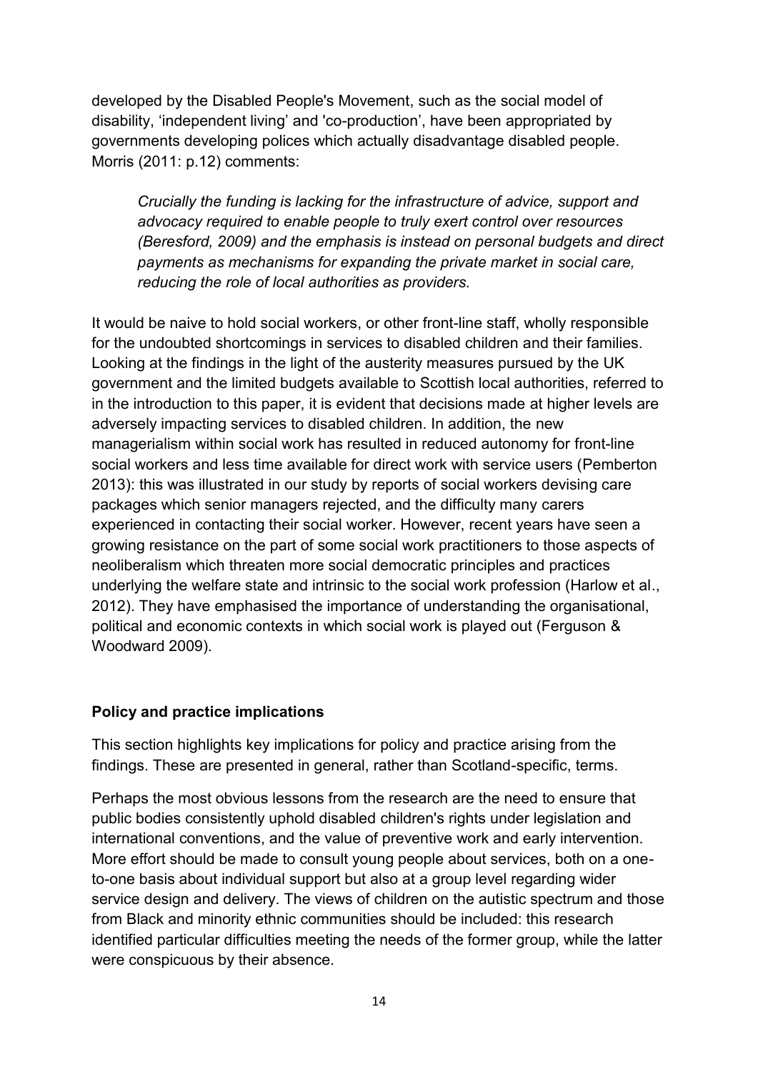developed by the Disabled People's Movement, such as the social model of disability, 'independent living' and 'co-production', have been appropriated by governments developing polices which actually disadvantage disabled people. Morris (2011: p.12) comments:

> *Crucially the funding is lacking for the infrastructure of advice, support and advocacy required to enable people to truly exert control over resources (Beresford, 2009) and the emphasis is instead on personal budgets and direct payments as mechanisms for expanding the private market in social care, reducing the role of local authorities as providers.*

It would be naive to hold social workers, or other front-line staff, wholly responsible for the undoubted shortcomings in services to disabled children and their families. Looking at the findings in the light of the austerity measures pursued by the UK government and the limited budgets available to Scottish local authorities, referred to in the introduction to this paper, it is evident that decisions made at higher levels are adversely impacting services to disabled children. In addition, the new managerialism within social work has resulted in reduced autonomy for front-line social workers and less time available for direct work with service users (Pemberton 2013): this was illustrated in our study by reports of social workers devising care packages which senior managers rejected, and the difficulty many carers experienced in contacting their social worker. However, recent years have seen a growing resistance on the part of some social work practitioners to those aspects of neoliberalism which threaten more social democratic principles and practices underlying the welfare state and intrinsic to the social work profession (Harlow et al., 2012). They have emphasised the importance of understanding the organisational, political and economic contexts in which social work is played out (Ferguson & Woodward 2009).

**Policy and practice implications**

This section highlights key implications for policy and practice arising from the findings. These are presented in general, rather than Scotland-specific, terms.

Perhaps the most obvious lessons from the research are the need to ensure that public bodies consistently uphold disabled children's rights under legislation and international conventions, and the value of preventive work and early intervention. More effort should be made to consult young people about services, both on a one-to-one basis about individual support but also at a group level regarding wider service design and delivery. The views of children on the autistic spectrum and those from Black and minority ethnic communities should be included: this research identified particular difficulties meeting the needs of the former group, while the latter were conspicuous by their absence.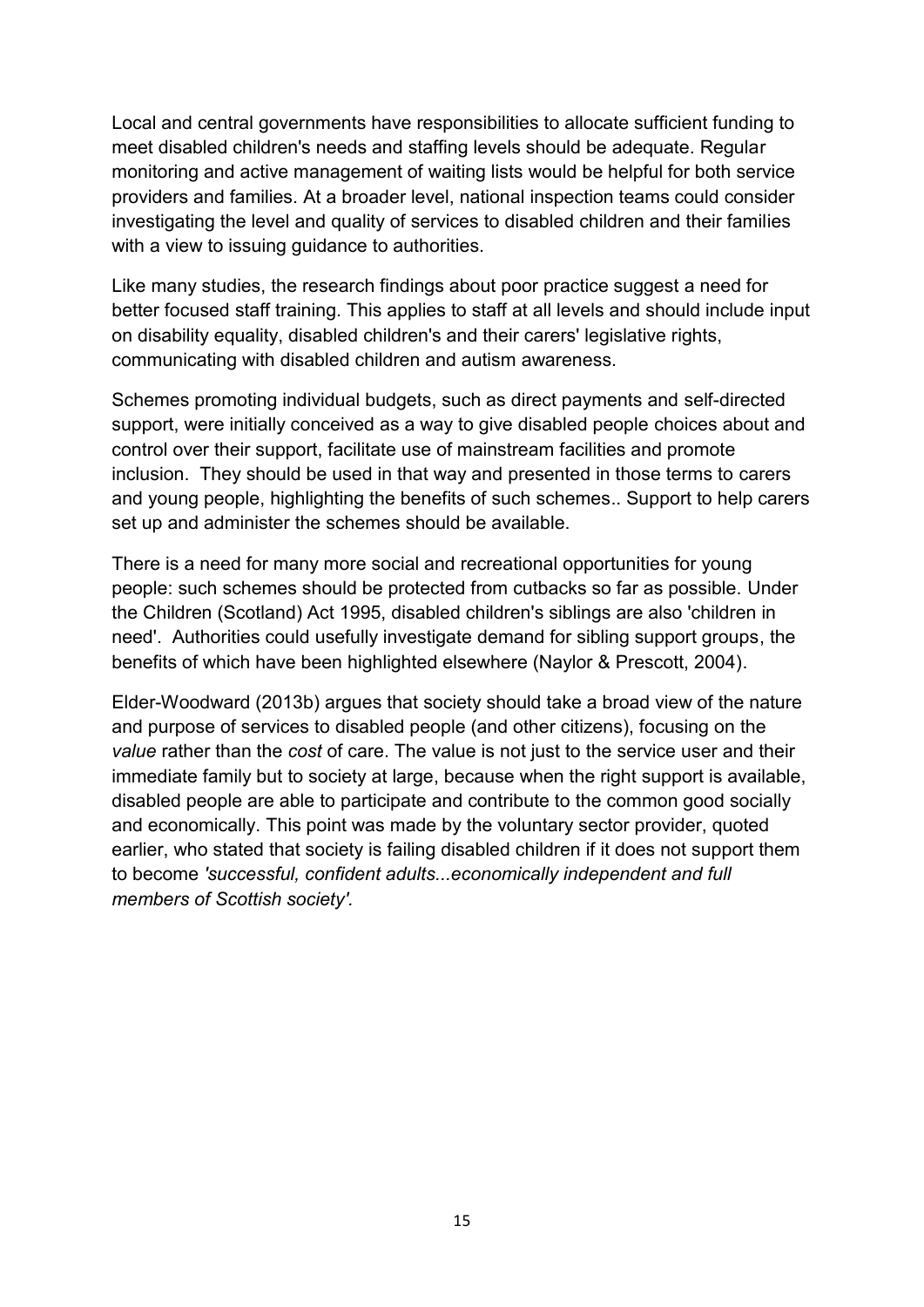Local and central governments have responsibilities to allocate sufficient funding to meet disabled children's needs and staffing levels should be adequate. Regular monitoring and active management of waiting lists would be helpful for both service providers and families. At a broader level, national inspection teams could consider investigating the level and quality of services to disabled children and their families with a view to issuing guidance to authorities.

Like many studies, the research findings about poor practice suggest a need for better focused staff training. This applies to staff at all levels and should include input on disability equality, disabled children's and their carers' legislative rights, communicating with disabled children and autism awareness.

Schemes promoting individual budgets, such as direct payments and self-directed support, were initially conceived as a way to give disabled people choices about and control over their support, facilitate use of mainstream facilities and promote inclusion. They should be used in that way and presented in those terms to carers and young people, highlighting the benefits of such schemes.. Support to help carers set up and administer the schemes should be available.

There is a need for many more social and recreational opportunities for young people: such schemes should be protected from cutbacks so far as possible. Under the Children (Scotland) Act 1995, disabled children's siblings are also 'children in need'. Authorities could usefully investigate demand for sibling support groups, the benefits of which have been highlighted elsewhere (Naylor & Prescott, 2004).

Elder-Woodward (2013b) argues that society should take a broad view of the nature and purpose of services to disabled people (and other citizens), focusing on the *value* rather than the *cost* of care. The value is not just to the service user and their immediate family but to society at large, because when the right support is available, disabled people are able to participate and contribute to the common good socially and economically. This point was made by the voluntary sector provider, quoted earlier, who stated that society is failing disabled children if it does not support them to become *'successful, confident adults...economically independent and full members of Scottish society'.*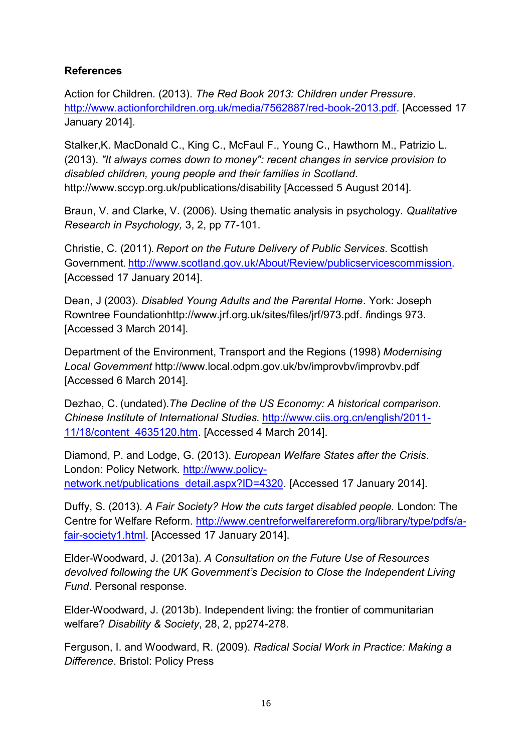**References**

Action for Children. (2013). *The Red Book 2013: Children under Pressure*. http://www.actionforchildren.org.uk/media/7562887/red-book-2013.pdf. [Accessed 17 January 2014].

Stalker,K. MacDonald C., King C., McFaul F., Young C., Hawthorn M., Patrizio L. (2013). *"It always comes down to money": recent changes in service provision to disabled children, young people and their families in Scotland.* http://www.sccyp.org.uk/publications/disability [Accessed 5 August 2014].

Braun, V. and Clarke, V. (2006). Using thematic analysis in psychology. *Qualitative Research in Psychology,* 3, 2, pp 77-101.

Christie, C. (2011). *Report on the Future Delivery of Public Services.* Scottish Government. http://www.scotland.gov.uk/About/Review/publicservicescommission. [Accessed 17 January 2014].

Dean, J (2003). *Disabled Young Adults and the Parental Home*. York: Joseph Rowntree Foundationhttp://www.jrf.org.uk/sites/files/jrf/973.pdf. *f*indings 973. [Accessed 3 March 2014].

Department of the Environment, Transport and the Regions (1998) *Modernising Local Government* http://www.local.odpm.gov.uk/bv/improvbv/improvbv.pdf [Accessed 6 March 2014].

Dezhao, C. (undated).*The Decline of the US Economy: A historical comparison. Chinese Institute of International Studies.* http://www.ciis.org.cn/english/2011-11/18/content_4635120.htm. [Accessed 4 March 2014].

Diamond, P. and Lodge, G. (2013). *European Welfare States after the Crisis*. London: Policy Network. http://www.policy-network.net/publications_detail.aspx?ID=4320. [Accessed 17 January 2014].

Duffy, S. (2013). *A Fair Society? How the cuts target disabled people.* London: The Centre for Welfare Reform. http://www.centreforwelfarereform.org/library/type/pdfs/a-fair-society1.html. [Accessed 17 January 2014].

Elder-Woodward, J. (2013a). *A Consultation on the Future Use of Resources devolved following the UK Government's Decision to Close the Independent Living Fund*. Personal response.

Elder-Woodward, J. (2013b). Independent living: the frontier of communitarian welfare? *Disability & Society*, 28, 2, pp274-278.

Ferguson, I. and Woodward, R. (2009). *Radical Social Work in Practice: Making a Difference*. Bristol: Policy Press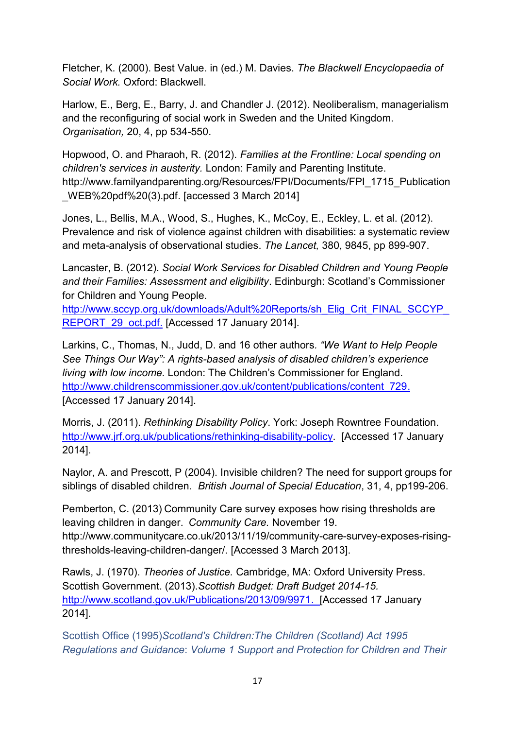Fletcher, K. (2000). Best Value. in (ed.) M. Davies. *The Blackwell Encyclopaedia of Social Work.* Oxford: Blackwell.

Harlow, E., Berg, E., Barry, J. and Chandler J. (2012). Neoliberalism, managerialism and the reconfiguring of social work in Sweden and the United Kingdom. *Organisation,* 20, 4, pp 534-550.

Hopwood, O. and Pharaoh, R. (2012). *Families at the Frontline: Local spending on children's services in austerity.* London: Family and Parenting Institute. http://www.familyandparenting.org/Resources/FPI/Documents/FPI_1715_Publication_WEB%20pdf%20(3).pdf. [accessed 3 March 2014]

Jones, L., Bellis, M.A., Wood, S., Hughes, K., McCoy, E., Eckley, L. et al. (2012). Prevalence and risk of violence against children with disabilities: a systematic review and meta-analysis of observational studies. *The Lancet,* 380, 9845, pp 899-907.

Lancaster, B. (2012). *Social Work Services for Disabled Children and Young People and their Families: Assessment and eligibility*. Edinburgh: Scotland's Commissioner for Children and Young People. http://www.sccyp.org.uk/downloads/Adult%20Reports/sh_Elig_Crit_FINAL_SCCYP_REPORT_29_oct.pdf. [Accessed 17 January 2014].

Larkins, C., Thomas, N., Judd, D. and 16 other authors. *"We Want to Help People See Things Our Way": A rights-based analysis of disabled children's experience living with low income.* London: The Children's Commissioner for England. http://www.childrenscommissioner.gov.uk/content/publications/content_729. [Accessed 17 January 2014].

Morris, J. (2011). *Rethinking Disability Policy*. York: Joseph Rowntree Foundation. http://www.jrf.org.uk/publications/rethinking-disability-policy. [Accessed 17 January 2014].

Naylor, A. and Prescott, P (2004). Invisible children? The need for support groups for siblings of disabled children. *British Journal of Special Education*, 31, 4, pp199-206.

Pemberton, C. (2013) Community Care survey exposes how rising thresholds are leaving children in danger. *Community Care.* November 19. http://www.communitycare.co.uk/2013/11/19/community-care-survey-exposes-rising-thresholds-leaving-children-danger/. [Accessed 3 March 2013].

Rawls, J. (1970). *Theories of Justice.* Cambridge, MA: Oxford University Press.
Scottish Government. (2013).*Scottish Budget: Draft Budget 2014-15.* http://www.scotland.gov.uk/Publications/2013/09/9971. [Accessed 17 January 2014].

Scottish Office (1995)*Scotland's Children:The Children (Scotland) Act 1995 Regulations and Guidance*: *Volume 1 Support and Protection for Children and Their*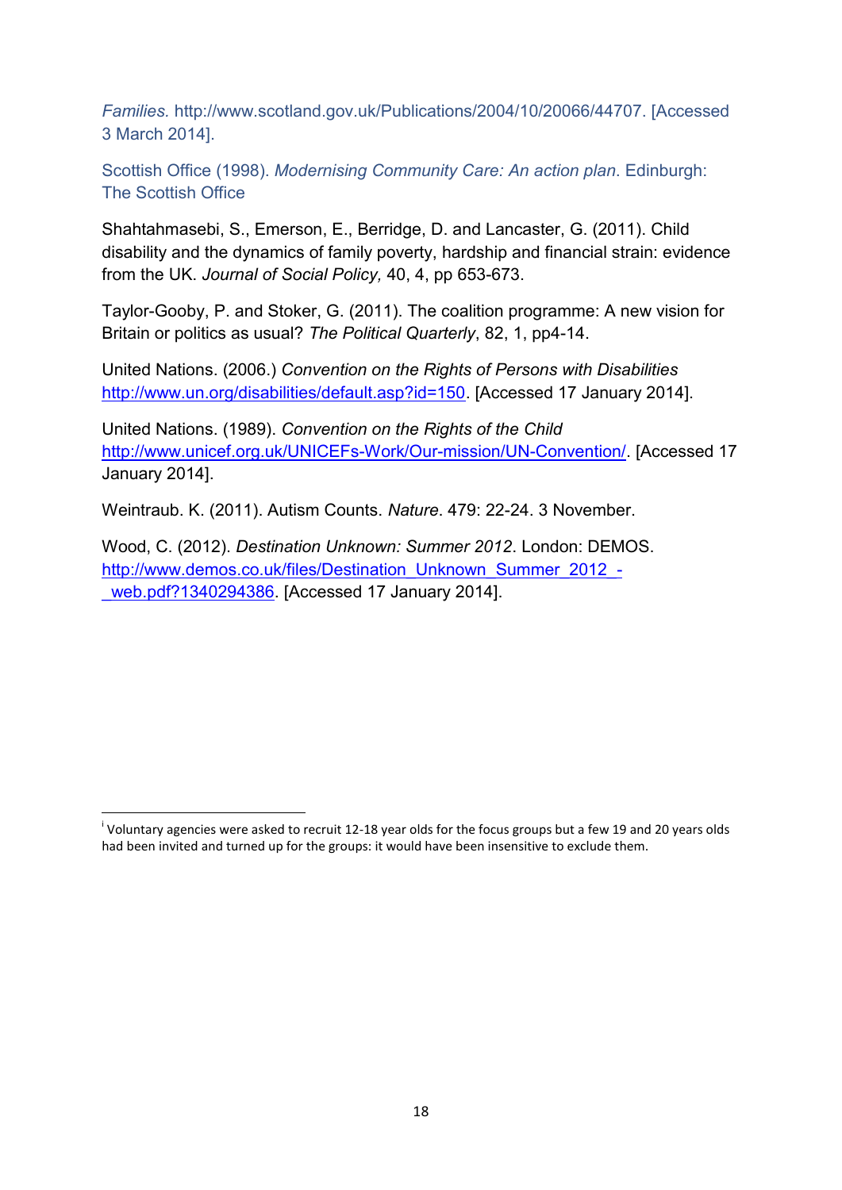*Families.* http://www.scotland.gov.uk/Publications/2004/10/20066/44707. [Accessed 3 March 2014].

Scottish Office (1998). *Modernising Community Care: An action plan*. Edinburgh: The Scottish Office

Shahtahmasebi, S., Emerson, E., Berridge, D. and Lancaster, G. (2011). Child disability and the dynamics of family poverty, hardship and financial strain: evidence from the UK. *Journal of Social Policy,* 40, 4, pp 653-673.

Taylor-Gooby, P. and Stoker, G. (2011). The coalition programme: A new vision for Britain or politics as usual? *The Political Quarterly*, 82, 1, pp4-14.

United Nations. (2006.) *Convention on the Rights of Persons with Disabilities* http://www.un.org/disabilities/default.asp?id=150. [Accessed 17 January 2014].

United Nations. (1989). *Convention on the Rights of the Child* http://www.unicef.org.uk/UNICEFs-Work/Our-mission/UN-Convention/. [Accessed 17 January 2014].

Weintraub. K. (2011). Autism Counts. *Nature*. 479: 22-24. 3 November.

Wood, C. (2012). *Destination Unknown: Summer 2012*. London: DEMOS. http://www.demos.co.uk/files/Destination_Unknown_Summer_2012_-_web.pdf?1340294386. [Accessed 17 January 2014].

---

[i] Voluntary agencies were asked to recruit 12-18 year olds for the focus groups but a few 19 and 20 years olds had been invited and turned up for the groups: it would have been insensitive to exclude them.